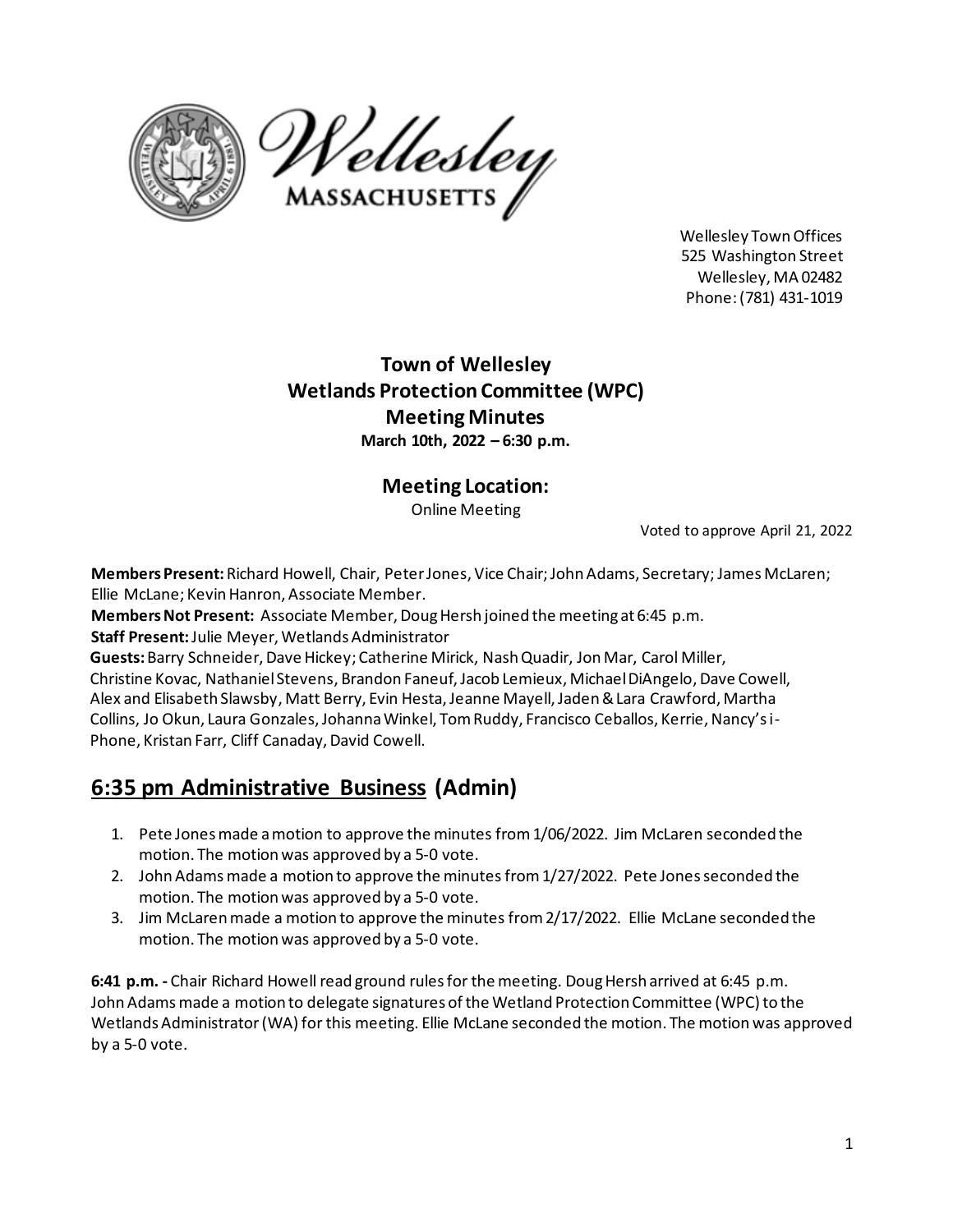Wellesley Town Offices
525 Washington Street
Wellesley, MA 02482
Phone: (781) 431-1019

# Town of Wellesley
# Wetlands Protection Committee (WPC)
# Meeting Minutes

**March 10th, 2022 – 6:30 p.m.**

## Meeting Location:

Online Meeting

Voted to approve April 21, 2022

**Members Present:** Richard Howell, Chair, Peter Jones, Vice Chair; John Adams, Secretary; James McLaren; Ellie McLane; Kevin Hanron, Associate Member.
**Members Not Present:** Associate Member, Doug Hersh joined the meeting at 6:45 p.m.
**Staff Present:** Julie Meyer, Wetlands Administrator
**Guests:** Barry Schneider, Dave Hickey; Catherine Mirick, Nash Quadir, Jon Mar, Carol Miller, Christine Kovac, Nathaniel Stevens, Brandon Faneuf, Jacob Lemieux, Michael DiAngelo, Dave Cowell, Alex and Elisabeth Slawsby, Matt Berry, Evin Hesta, Jeanne Mayell, Jaden & Lara Crawford, Martha Collins, Jo Okun, Laura Gonzales, Johanna Winkel, Tom Ruddy, Francisco Ceballos, Kerrie, Nancy's i-Phone, Kristan Farr, Cliff Canaday, David Cowell.

## 6:35 pm Administrative Business (Admin)

1. Pete Jones made a motion to approve the minutes from 1/06/2022. Jim McLaren seconded the motion. The motion was approved by a 5-0 vote.
2. John Adams made a motion to approve the minutes from 1/27/2022. Pete Jones seconded the motion. The motion was approved by a 5-0 vote.
3. Jim McLaren made a motion to approve the minutes from 2/17/2022. Ellie McLane seconded the motion. The motion was approved by a 5-0 vote.

**6:41 p.m. -** Chair Richard Howell read ground rules for the meeting. Doug Hersh arrived at 6:45 p.m. John Adams made a motion to delegate signatures of the Wetland Protection Committee (WPC) to the Wetlands Administrator (WA) for this meeting. Ellie McLane seconded the motion. The motion was approved by a 5-0 vote.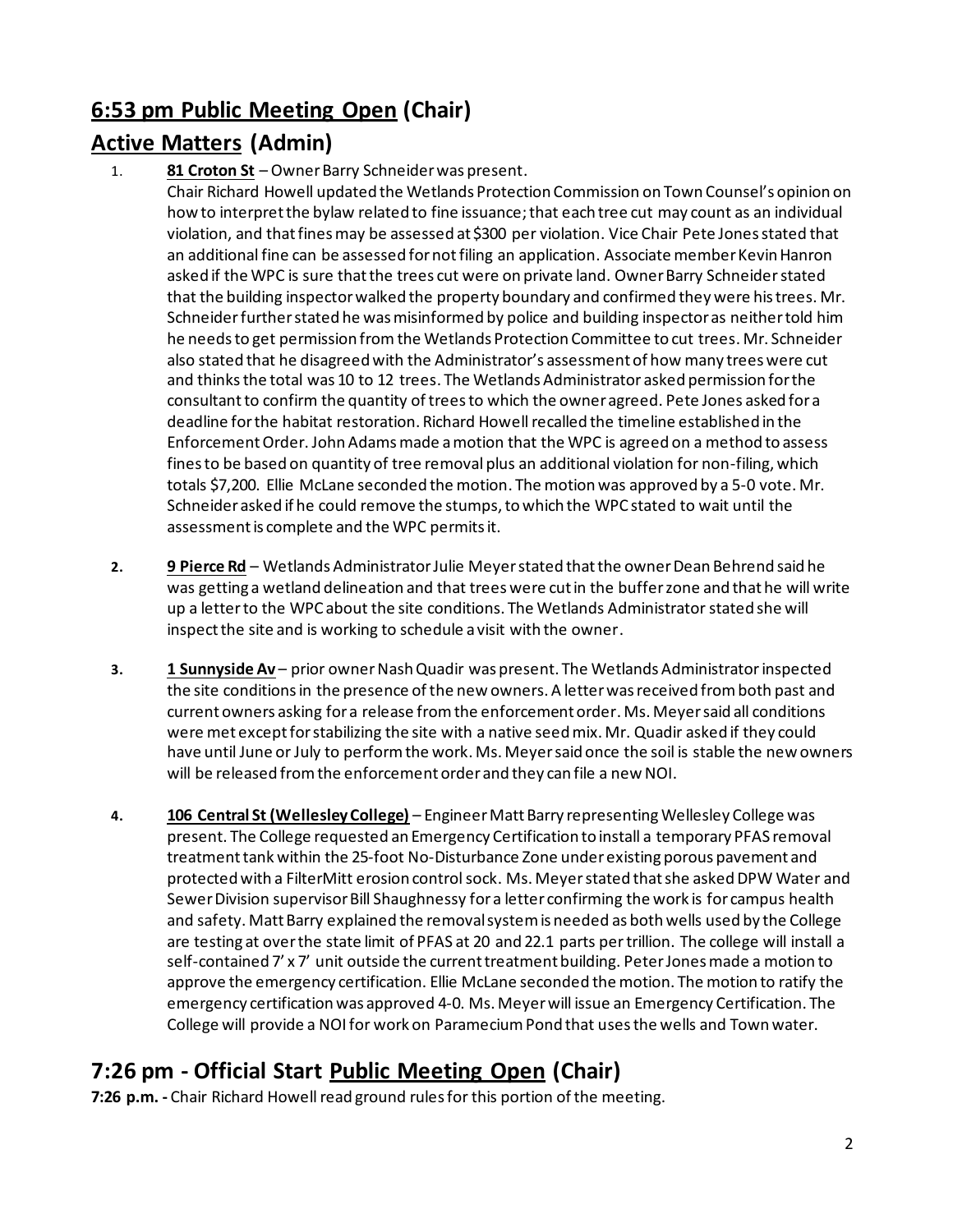## **6:53 pm Public Meeting Open (Chair)**

## **Active Matters (Admin)**

1. **81 Croton St** – Owner Barry Schneider was present.
   Chair Richard Howell updated the Wetlands Protection Commission on Town Counsel's opinion on how to interpret the bylaw related to fine issuance; that each tree cut may count as an individual violation, and that fines may be assessed at $300 per violation. Vice Chair Pete Jones stated that an additional fine can be assessed for not filing an application. Associate member Kevin Hanron asked if the WPC is sure that the trees cut were on private land. Owner Barry Schneider stated that the building inspector walked the property boundary and confirmed they were his trees. Mr. Schneider further stated he was misinformed by police and building inspector as neither told him he needs to get permission from the Wetlands Protection Committee to cut trees. Mr. Schneider also stated that he disagreed with the Administrator's assessment of how many trees were cut and thinks the total was 10 to 12 trees. The Wetlands Administrator asked permission for the consultant to confirm the quantity of trees to which the owner agreed. Pete Jones asked for a deadline for the habitat restoration. Richard Howell recalled the timeline established in the Enforcement Order. John Adams made a motion that the WPC is agreed on a method to assess fines to be based on quantity of tree removal plus an additional violation for non-filing, which totals $7,200. Ellie McLane seconded the motion. The motion was approved by a 5-0 vote. Mr. Schneider asked if he could remove the stumps, to which the WPC stated to wait until the assessment is complete and the WPC permits it.

2. **9 Pierce Rd** – Wetlands Administrator Julie Meyer stated that the owner Dean Behrend said he was getting a wetland delineation and that trees were cut in the buffer zone and that he will write up a letter to the WPC about the site conditions. The Wetlands Administrator stated she will inspect the site and is working to schedule a visit with the owner.

3. **1 Sunnyside Av** – prior owner Nash Quadir was present. The Wetlands Administrator inspected the site conditions in the presence of the new owners. A letter was received from both past and current owners asking for a release from the enforcement order. Ms. Meyer said all conditions were met except for stabilizing the site with a native seed mix. Mr. Quadir asked if they could have until June or July to perform the work. Ms. Meyer said once the soil is stable the new owners will be released from the enforcement order and they can file a new NOI.

4. **106 Central St (Wellesley College)** – Engineer Matt Barry representing Wellesley College was present. The College requested an Emergency Certification to install a temporary PFAS removal treatment tank within the 25-foot No-Disturbance Zone under existing porous pavement and protected with a FilterMitt erosion control sock. Ms. Meyer stated that she asked DPW Water and Sewer Division supervisor Bill Shaughnessy for a letter confirming the work is for campus health and safety. Matt Barry explained the removal system is needed as both wells used by the College are testing at over the state limit of PFAS at 20 and 22.1 parts per trillion. The college will install a self-contained 7' x 7' unit outside the current treatment building. Peter Jones made a motion to approve the emergency certification. Ellie McLane seconded the motion. The motion to ratify the emergency certification was approved 4-0. Ms. Meyer will issue an Emergency Certification. The College will provide a NOI for work on Paramecium Pond that uses the wells and Town water.

## **7:26 pm - Official Start Public Meeting Open (Chair)**

**7:26 p.m. -** Chair Richard Howell read ground rules for this portion of the meeting.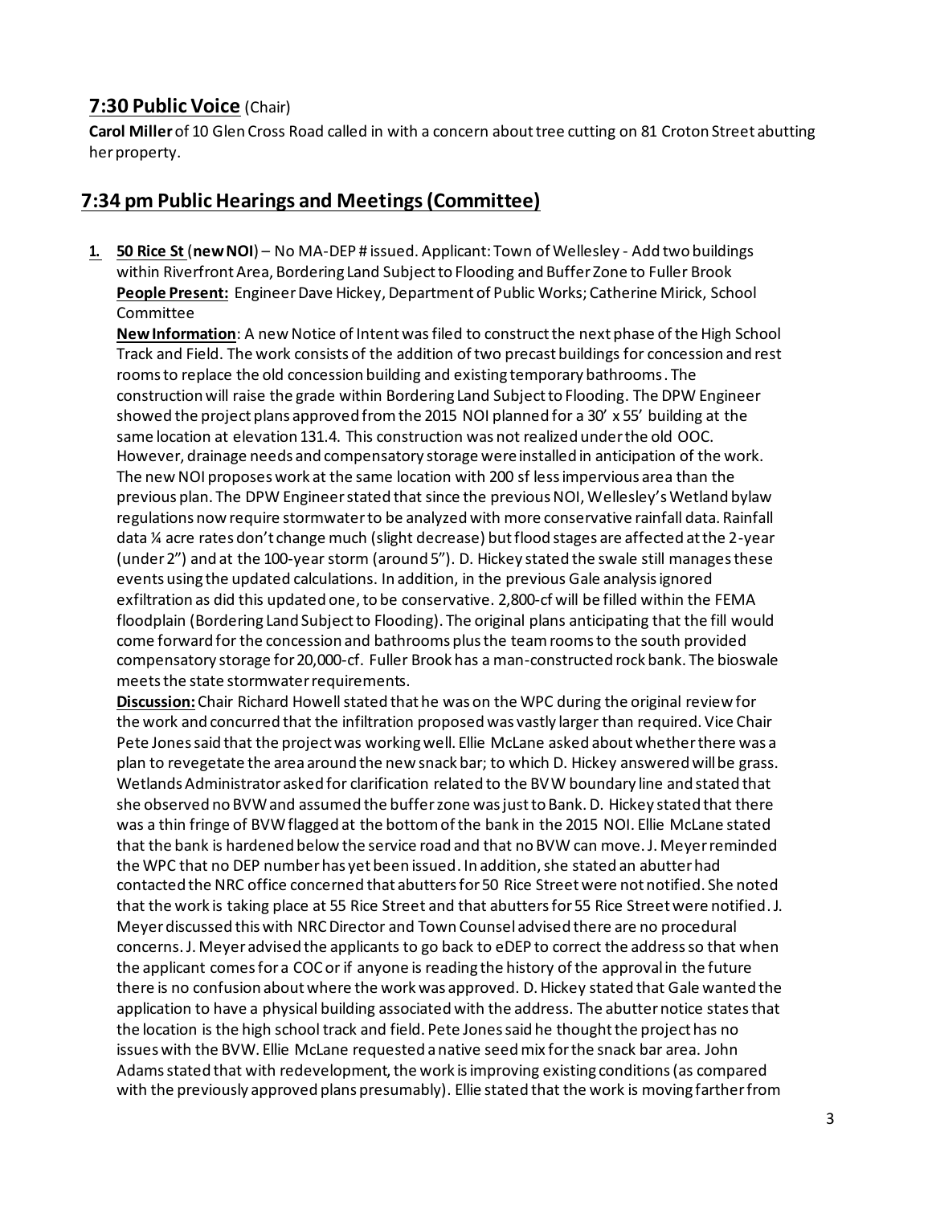## 7:30 Public Voice (Chair)

**Carol Miller** of 10 Glen Cross Road called in with a concern about tree cutting on 81 Croton Street abutting her property.

## 7:34 pm Public Hearings and Meetings (Committee)

1. **50 Rice St** (**new NOI**) – No MA-DEP # issued. Applicant: Town of Wellesley - Add two buildings within Riverfront Area, Bordering Land Subject to Flooding and Buffer Zone to Fuller Brook
   **People Present:** Engineer Dave Hickey, Department of Public Works; Catherine Mirick, School Committee
   **New Information**: A new Notice of Intent was filed to construct the next phase of the High School Track and Field. The work consists of the addition of two precast buildings for concession and rest rooms to replace the old concession building and existing temporary bathrooms. The construction will raise the grade within Bordering Land Subject to Flooding. The DPW Engineer showed the project plans approved from the 2015 NOI planned for a 30' x 55' building at the same location at elevation 131.4. This construction was not realized under the old OOC. However, drainage needs and compensatory storage were installed in anticipation of the work. The new NOI proposes work at the same location with 200 sf less impervious area than the previous plan. The DPW Engineer stated that since the previous NOI, Wellesley's Wetland bylaw regulations now require stormwater to be analyzed with more conservative rainfall data. Rainfall data ¼ acre rates don't change much (slight decrease) but flood stages are affected at the 2-year (under 2") and at the 100-year storm (around 5"). D. Hickey stated the swale still manages these events using the updated calculations. In addition, in the previous Gale analysis ignored exfiltration as did this updated one, to be conservative. 2,800-cf will be filled within the FEMA floodplain (Bordering Land Subject to Flooding). The original plans anticipating that the fill would come forward for the concession and bathrooms plus the team rooms to the south provided compensatory storage for 20,000-cf. Fuller Brook has a man-constructed rock bank. The bioswale meets the state stormwater requirements.
   **Discussion:** Chair Richard Howell stated that he was on the WPC during the original review for the work and concurred that the infiltration proposed was vastly larger than required. Vice Chair Pete Jones said that the project was working well. Ellie McLane asked about whether there was a plan to revegetate the area around the new snack bar; to which D. Hickey answered will be grass. Wetlands Administrator asked for clarification related to the BVW boundary line and stated that she observed no BVW and assumed the buffer zone was just to Bank. D. Hickey stated that there was a thin fringe of BVW flagged at the bottom of the bank in the 2015 NOI. Ellie McLane stated that the bank is hardened below the service road and that no BVW can move. J. Meyer reminded the WPC that no DEP number has yet been issued. In addition, she stated an abutter had contacted the NRC office concerned that abutters for 50 Rice Street were not notified. She noted that the work is taking place at 55 Rice Street and that abutters for 55 Rice Street were notified. J. Meyer discussed this with NRC Director and Town Counsel advised there are no procedural concerns. J. Meyer advised the applicants to go back to eDEP to correct the address so that when the applicant comes for a COC or if anyone is reading the history of the approval in the future there is no confusion about where the work was approved. D. Hickey stated that Gale wanted the application to have a physical building associated with the address. The abutter notice states that the location is the high school track and field. Pete Jones said he thought the project has no issues with the BVW. Ellie McLane requested a native seed mix for the snack bar area. John Adams stated that with redevelopment, the work is improving existing conditions (as compared with the previously approved plans presumably). Ellie stated that the work is moving farther from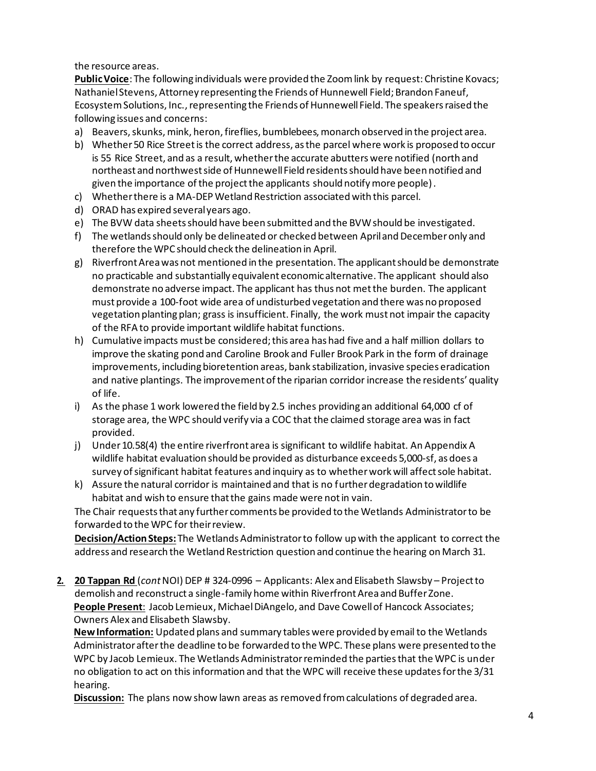the resource areas.

**Public Voice**: The following individuals were provided the Zoom link by request: Christine Kovacs; Nathaniel Stevens, Attorney representing the Friends of Hunnewell Field; Brandon Faneuf, Ecosystem Solutions, Inc., representing the Friends of Hunnewell Field. The speakers raised the following issues and concerns:

a) Beavers, skunks, mink, heron, fireflies, bumblebees, monarch observed in the project area.
b) Whether 50 Rice Street is the correct address, as the parcel where work is proposed to occur is 55 Rice Street, and as a result, whether the accurate abutters were notified (north and northeast and northwest side of Hunnewell Field residents should have been notified and given the importance of the project the applicants should notify more people).
c) Whether there is a MA-DEP Wetland Restriction associated with this parcel.
d) ORAD has expired several years ago.
e) The BVW data sheets should have been submitted and the BVW should be investigated.
f) The wetlands should only be delineated or checked between April and December only and therefore the WPC should check the delineation in April.
g) Riverfront Area was not mentioned in the presentation. The applicant should be demonstrate no practicable and substantially equivalent economic alternative. The applicant should also demonstrate no adverse impact. The applicant has thus not met the burden. The applicant must provide a 100-foot wide area of undisturbed vegetation and there was no proposed vegetation planting plan; grass is insufficient. Finally, the work must not impair the capacity of the RFA to provide important wildlife habitat functions.
h) Cumulative impacts must be considered; this area has had five and a half million dollars to improve the skating pond and Caroline Brook and Fuller Brook Park in the form of drainage improvements, including bioretention areas, bank stabilization, invasive species eradication and native plantings. The improvement of the riparian corridor increase the residents' quality of life.
i) As the phase 1 work lowered the field by 2.5 inches providing an additional 64,000 cf of storage area, the WPC should verify via a COC that the claimed storage area was in fact provided.
j) Under 10.58(4) the entire riverfront area is significant to wildlife habitat. An Appendix A wildlife habitat evaluation should be provided as disturbance exceeds 5,000-sf, as does a survey of significant habitat features and inquiry as to whether work will affect sole habitat.
k) Assure the natural corridor is maintained and that is no further degradation to wildlife habitat and wish to ensure that the gains made were not in vain.

The Chair requests that any further comments be provided to the Wetlands Administrator to be forwarded to the WPC for their review.

**Decision/Action Steps:** The Wetlands Administrator to follow up with the applicant to correct the address and research the Wetland Restriction question and continue the hearing on March 31.

**2. 20 Tappan Rd** (*cont* NOI) DEP # 324-0996 – Applicants: Alex and Elisabeth Slawsby – Project to demolish and reconstruct a single-family home within Riverfront Area and Buffer Zone.

**People Present**: Jacob Lemieux, Michael DiAngelo, and Dave Cowell of Hancock Associates; Owners Alex and Elisabeth Slawsby.

**New Information:** Updated plans and summary tables were provided by email to the Wetlands Administrator after the deadline to be forwarded to the WPC. These plans were presented to the WPC by Jacob Lemieux. The Wetlands Administrator reminded the parties that the WPC is under no obligation to act on this information and that the WPC will receive these updates for the 3/31 hearing.

**Discussion:** The plans now show lawn areas as removed from calculations of degraded area.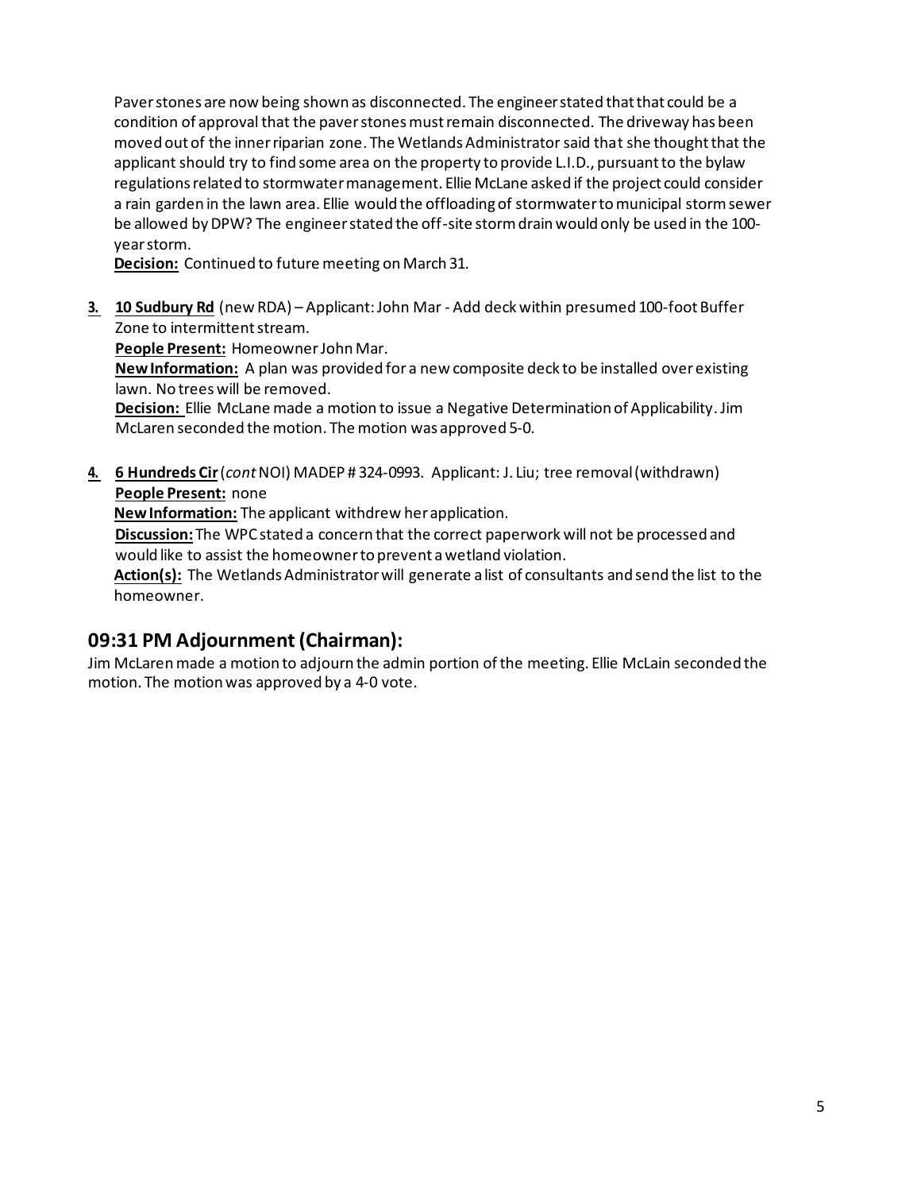Paver stones are now being shown as disconnected. The engineer stated that that could be a condition of approval that the paver stones must remain disconnected. The driveway has been moved out of the inner riparian zone. The Wetlands Administrator said that she thought that the applicant should try to find some area on the property to provide L.I.D., pursuant to the bylaw regulations related to stormwater management. Ellie McLane asked if the project could consider a rain garden in the lawn area. Ellie would the offloading of stormwater to municipal storm sewer be allowed by DPW? The engineer stated the off-site storm drain would only be used in the 100-year storm.

**Decision:** Continued to future meeting on March 31.

**3.** **10 Sudbury Rd** (new RDA) – Applicant: John Mar - Add deck within presumed 100-foot Buffer Zone to intermittent stream.

**People Present:** Homeowner John Mar.

**New Information:** A plan was provided for a new composite deck to be installed over existing lawn. No trees will be removed.

**Decision:** Ellie McLane made a motion to issue a Negative Determination of Applicability. Jim McLaren seconded the motion. The motion was approved 5-0.

**4.** **6 Hundreds Cir** (*cont* NOI) MADEP # 324-0993. Applicant: J. Liu; tree removal (withdrawn)

**People Present:** none

**New Information:** The applicant withdrew her application.

**Discussion:** The WPC stated a concern that the correct paperwork will not be processed and would like to assist the homeowner to prevent a wetland violation.

**Action(s):** The Wetlands Administrator will generate a list of consultants and send the list to the homeowner.

## 09:31 PM Adjournment (Chairman):

Jim McLaren made a motion to adjourn the admin portion of the meeting. Ellie McLain seconded the motion. The motion was approved by a 4-0 vote.